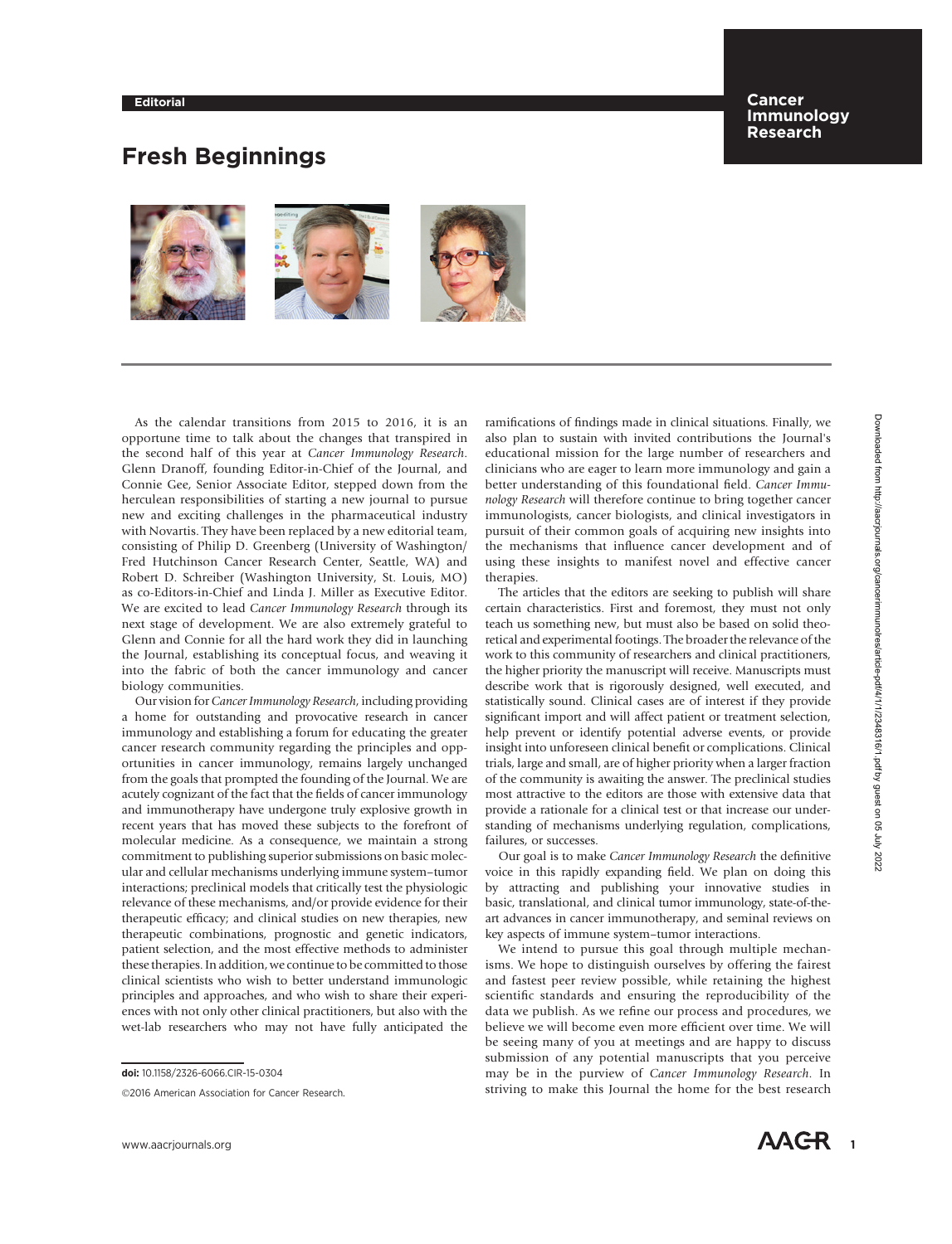Editorial

# Fresh Beginnings

As the calendar transitions from 2015 to 2016, it is an opportune time to talk about the changes that transpired in the second half of this year at *Cancer Immunology Research*. Glenn Dranoff, founding Editor-in-Chief of the Journal, and Connie Gee, Senior Associate Editor, stepped down from the herculean responsibilities of starting a new journal to pursue new and exciting challenges in the pharmaceutical industry with Novartis. They have been replaced by a new editorial team, consisting of Philip D. Greenberg (University of Washington/Fred Hutchinson Cancer Research Center, Seattle, WA) and Robert D. Schreiber (Washington University, St. Louis, MO) as co-Editors-in-Chief and Linda J. Miller as Executive Editor. We are excited to lead *Cancer Immunology Research* through its next stage of development. We are also extremely grateful to Glenn and Connie for all the hard work they did in launching the Journal, establishing its conceptual focus, and weaving it into the fabric of both the cancer immunology and cancer biology communities.

Our vision for *Cancer Immunology Research*, including providing a home for outstanding and provocative research in cancer immunology and establishing a forum for educating the greater cancer research community regarding the principles and opportunities in cancer immunology, remains largely unchanged from the goals that prompted the founding of the Journal. We are acutely cognizant of the fact that the fields of cancer immunology and immunotherapy have undergone truly explosive growth in recent years that has moved these subjects to the forefront of molecular medicine. As a consequence, we maintain a strong commitment to publishing superior submissions on basic molecular and cellular mechanisms underlying immune system–tumor interactions; preclinical models that critically test the physiologic relevance of these mechanisms, and/or provide evidence for their therapeutic efficacy; and clinical studies on new therapies, new therapeutic combinations, prognostic and genetic indicators, patient selection, and the most effective methods to administer these therapies. In addition, we continue to be committed to those clinical scientists who wish to better understand immunologic principles and approaches, and who wish to share their experiences with not only other clinical practitioners, but also with the wet-lab researchers who may not have fully anticipated the ramifications of findings made in clinical situations. Finally, we also plan to sustain with invited contributions the Journal's educational mission for the large number of researchers and clinicians who are eager to learn more immunology and gain a better understanding of this foundational field. *Cancer Immunology Research* will therefore continue to bring together cancer immunologists, cancer biologists, and clinical investigators in pursuit of their common goals of acquiring new insights into the mechanisms that influence cancer development and of using these insights to manifest novel and effective cancer therapies.

The articles that the editors are seeking to publish will share certain characteristics. First and foremost, they must not only teach us something new, but must also be based on solid theoretical and experimental footings. The broader the relevance of the work to this community of researchers and clinical practitioners, the higher priority the manuscript will receive. Manuscripts must describe work that is rigorously designed, well executed, and statistically sound. Clinical cases are of interest if they provide significant import and will affect patient or treatment selection, help prevent or identify potential adverse events, or provide insight into unforeseen clinical benefit or complications. Clinical trials, large and small, are of higher priority when a larger fraction of the community is awaiting the answer. The preclinical studies most attractive to the editors are those with extensive data that provide a rationale for a clinical test or that increase our understanding of mechanisms underlying regulation, complications, failures, or successes.

Our goal is to make *Cancer Immunology Research* the definitive voice in this rapidly expanding field. We plan on doing this by attracting and publishing your innovative studies in basic, translational, and clinical tumor immunology, state-of-the-art advances in cancer immunotherapy, and seminal reviews on key aspects of immune system–tumor interactions.

We intend to pursue this goal through multiple mechanisms. We hope to distinguish ourselves by offering the fairest and fastest peer review possible, while retaining the highest scientific standards and ensuring the reproducibility of the data we publish. As we refine our process and procedures, we believe we will become even more efficient over time. We will be seeing many of you at meetings and are happy to discuss submission of any potential manuscripts that you perceive may be in the purview of *Cancer Immunology Research*. In striving to make this Journal the home for the best research

**doi:** 10.1158/2326-6066.CIR-15-0304

©2016 American Association for Cancer Research.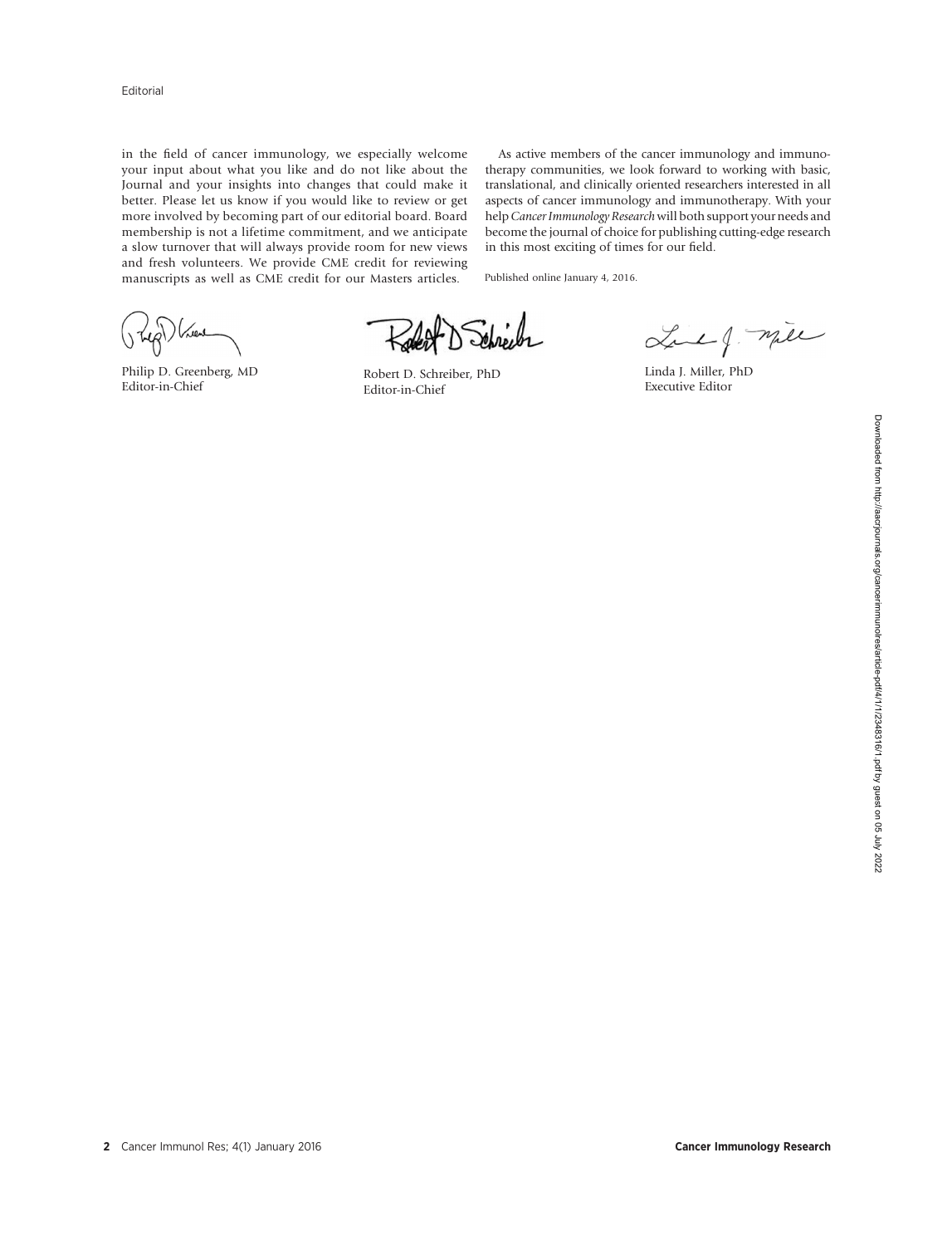in the field of cancer immunology, we especially welcome your input about what you like and do not like about the Journal and your insights into changes that could make it better. Please let us know if you would like to review or get more involved by becoming part of our editorial board. Board membership is not a lifetime commitment, and we anticipate a slow turnover that will always provide room for new views and fresh volunteers. We provide CME credit for reviewing manuscripts as well as CME credit for our Masters articles.

As active members of the cancer immunology and immunotherapy communities, we look forward to working with basic, translational, and clinically oriented researchers interested in all aspects of cancer immunology and immunotherapy. With your help *Cancer Immunology Research* will both support your needs and become the journal of choice for publishing cutting-edge research in this most exciting of times for our field.

Published online January 4, 2016.

Philip D. Greenberg, MD
Editor-in-Chief

Robert D. Schreiber, PhD
Editor-in-Chief

Linda J. Miller, PhD
Executive Editor